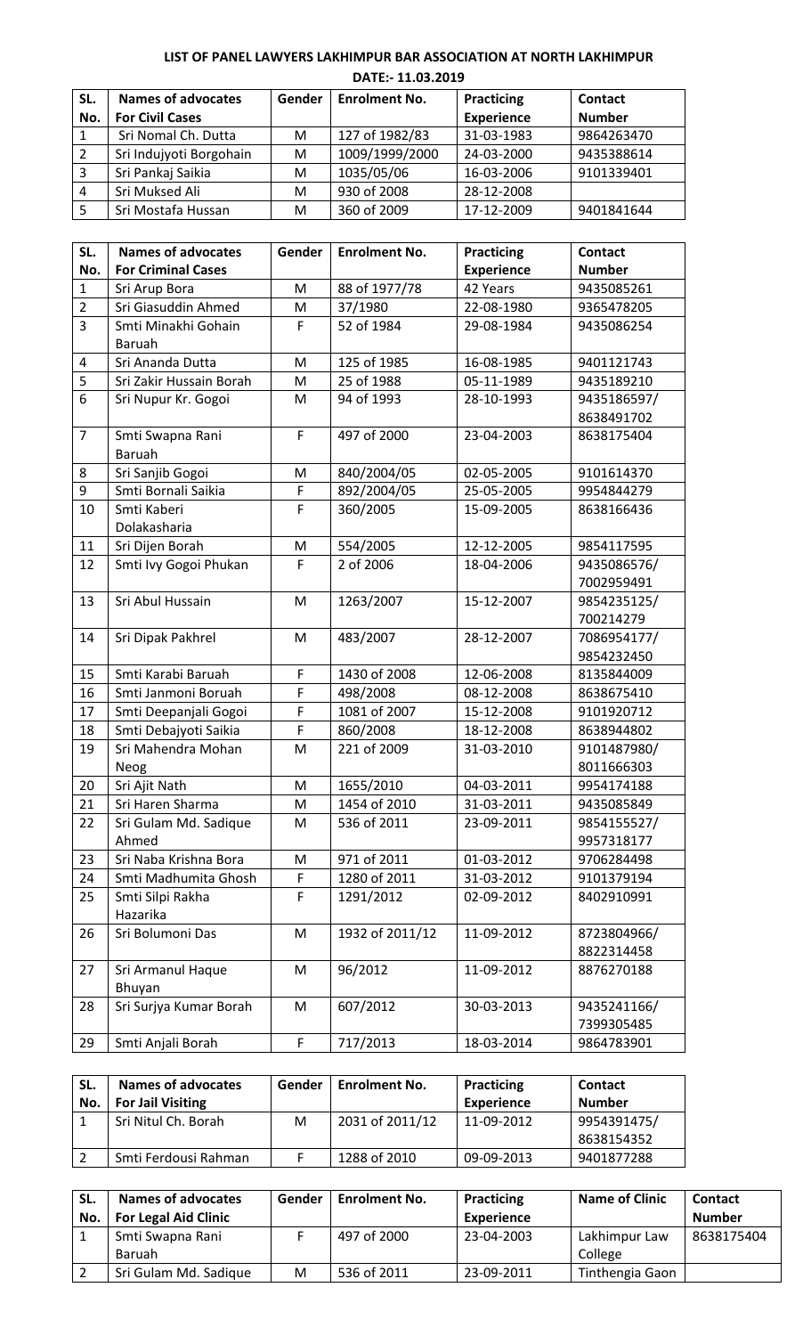**LIST OF PANEL LAWYERS LAKHIMPUR BAR ASSOCIATION AT NORTH LAKHIMPUR**

**DATE:- 11.03.2019**

| SL. No. | Names of advocates For Civil Cases | Gender | Enrolment No. | Practicing Experience | Contact Number |
|---|---|---|---|---|---|
| 1 | Sri Nomal Ch. Dutta | M | 127 of 1982/83 | 31-03-1983 | 9864263470 |
| 2 | Sri Indujyoti Borgohain | M | 1009/1999/2000 | 24-03-2000 | 9435388614 |
| 3 | Sri Pankaj Saikia | M | 1035/05/06 | 16-03-2006 | 9101339401 |
| 4 | Sri Muksed Ali | M | 930 of 2008 | 28-12-2008 | |
| 5 | Sri Mostafa Hussan | M | 360 of 2009 | 17-12-2009 | 9401841644 |

| SL. No. | Names of advocates For Criminal Cases | Gender | Enrolment No. | Practicing Experience | Contact Number |
|---|---|---|---|---|---|
| 1 | Sri Arup Bora | M | 88 of 1977/78 | 42 Years | 9435085261 |
| 2 | Sri Giasuddin Ahmed | M | 37/1980 | 22-08-1980 | 9365478205 |
| 3 | Smti Minakhi Gohain Baruah | F | 52 of 1984 | 29-08-1984 | 9435086254 |
| 4 | Sri Ananda Dutta | M | 125 of 1985 | 16-08-1985 | 9401121743 |
| 5 | Sri Zakir Hussain Borah | M | 25 of 1988 | 05-11-1989 | 9435189210 |
| 6 | Sri Nupur Kr. Gogoi | M | 94 of 1993 | 28-10-1993 | 9435186597/ 8638491702 |
| 7 | Smti Swapna Rani Baruah | F | 497 of 2000 | 23-04-2003 | 8638175404 |
| 8 | Sri Sanjib Gogoi | M | 840/2004/05 | 02-05-2005 | 9101614370 |
| 9 | Smti Bornali Saikia | F | 892/2004/05 | 25-05-2005 | 9954844279 |
| 10 | Smti Kaberi Dolakasharia | F | 360/2005 | 15-09-2005 | 8638166436 |
| 11 | Sri Dijen Borah | M | 554/2005 | 12-12-2005 | 9854117595 |
| 12 | Smti Ivy Gogoi Phukan | F | 2 of 2006 | 18-04-2006 | 9435086576/ 7002959491 |
| 13 | Sri Abul Hussain | M | 1263/2007 | 15-12-2007 | 9854235125/ 700214279 |
| 14 | Sri Dipak Pakhrel | M | 483/2007 | 28-12-2007 | 7086954177/ 9854232450 |
| 15 | Smti Karabi Baruah | F | 1430 of 2008 | 12-06-2008 | 8135844009 |
| 16 | Smti Janmoni Boruah | F | 498/2008 | 08-12-2008 | 8638675410 |
| 17 | Smti Deepanjali Gogoi | F | 1081 of 2007 | 15-12-2008 | 9101920712 |
| 18 | Smti Debajyoti Saikia | F | 860/2008 | 18-12-2008 | 8638944802 |
| 19 | Sri Mahendra Mohan Neog | M | 221 of 2009 | 31-03-2010 | 9101487980/ 8011666303 |
| 20 | Sri Ajit Nath | M | 1655/2010 | 04-03-2011 | 9954174188 |
| 21 | Sri Haren Sharma | M | 1454 of 2010 | 31-03-2011 | 9435085849 |
| 22 | Sri Gulam Md. Sadique Ahmed | M | 536 of 2011 | 23-09-2011 | 9854155527/ 9957318177 |
| 23 | Sri Naba Krishna Bora | M | 971 of 2011 | 01-03-2012 | 9706284498 |
| 24 | Smti Madhumita Ghosh | F | 1280 of 2011 | 31-03-2012 | 9101379194 |
| 25 | Smti Silpi Rakha Hazarika | F | 1291/2012 | 02-09-2012 | 8402910991 |
| 26 | Sri Bolumoni Das | M | 1932 of 2011/12 | 11-09-2012 | 8723804966/ 8822314458 |
| 27 | Sri Armanul Haque Bhuyan | M | 96/2012 | 11-09-2012 | 8876270188 |
| 28 | Sri Surjya Kumar Borah | M | 607/2012 | 30-03-2013 | 9435241166/ 7399305485 |
| 29 | Smti Anjali Borah | F | 717/2013 | 18-03-2014 | 9864783901 |

| SL. No. | Names of advocates For Jail Visiting | Gender | Enrolment No. | Practicing Experience | Contact Number |
|---|---|---|---|---|---|
| 1 | Sri Nitul Ch. Borah | M | 2031 of 2011/12 | 11-09-2012 | 9954391475/ 8638154352 |
| 2 | Smti Ferdousi Rahman | F | 1288 of 2010 | 09-09-2013 | 9401877288 |

| SL. No. | Names of advocates For Legal Aid Clinic | Gender | Enrolment No. | Practicing Experience | Name of Clinic | Contact Number |
|---|---|---|---|---|---|---|
| 1 | Smti Swapna Rani Baruah | F | 497 of 2000 | 23-04-2003 | Lakhimpur Law College | 8638175404 |
| 2 | Sri Gulam Md. Sadique | M | 536 of 2011 | 23-09-2011 | Tinthengia Gaon | |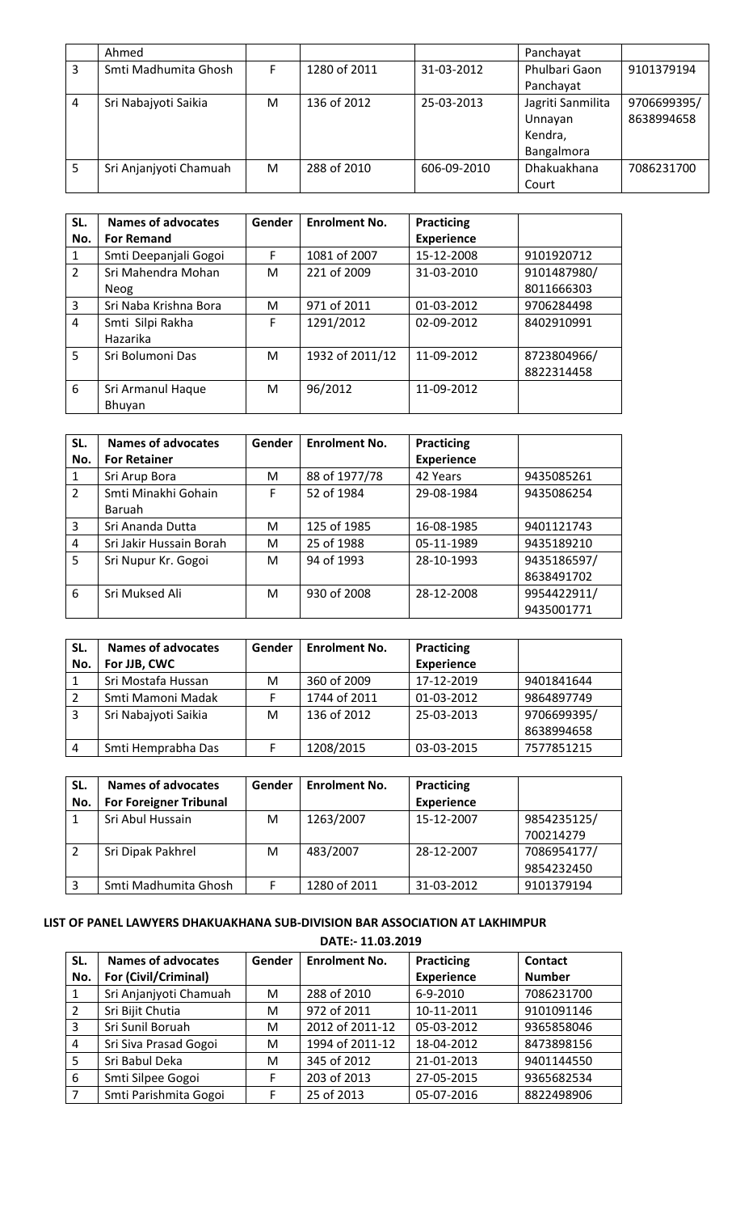| | | | | | | |
|---|---|---|---|---|---|---|
| | Ahmed | | | | Panchayat | |
| 3 | Smti Madhumita Ghosh | F | 1280 of 2011 | 31-03-2012 | Phulbari Gaon Panchayat | 9101379194 |
| 4 | Sri Nabajyoti Saikia | M | 136 of 2012 | 25-03-2013 | Jagriti Sanmilita Unnayan Kendra, Bangalmora | 9706699395/ 8638994658 |
| 5 | Sri Anjanjyoti Chamuah | M | 288 of 2010 | 606-09-2010 | Dhakuakhana Court | 7086231700 |

| SL. No. | Names of advocates For Remand | Gender | Enrolment No. | Practicing Experience | |
|---|---|---|---|---|---|
| 1 | Smti Deepanjali Gogoi | F | 1081 of 2007 | 15-12-2008 | 9101920712 |
| 2 | Sri Mahendra Mohan Neog | M | 221 of 2009 | 31-03-2010 | 9101487980/ 8011666303 |
| 3 | Sri Naba Krishna Bora | M | 971 of 2011 | 01-03-2012 | 9706284498 |
| 4 | Smti Silpi Rakha Hazarika | F | 1291/2012 | 02-09-2012 | 8402910991 |
| 5 | Sri Bolumoni Das | M | 1932 of 2011/12 | 11-09-2012 | 8723804966/ 8822314458 |
| 6 | Sri Armanul Haque Bhuyan | M | 96/2012 | 11-09-2012 | |

| SL. No. | Names of advocates For Retainer | Gender | Enrolment No. | Practicing Experience | |
|---|---|---|---|---|---|
| 1 | Sri Arup Bora | M | 88 of 1977/78 | 42 Years | 9435085261 |
| 2 | Smti Minakhi Gohain Baruah | F | 52 of 1984 | 29-08-1984 | 9435086254 |
| 3 | Sri Ananda Dutta | M | 125 of 1985 | 16-08-1985 | 9401121743 |
| 4 | Sri Jakir Hussain Borah | M | 25 of 1988 | 05-11-1989 | 9435189210 |
| 5 | Sri Nupur Kr. Gogoi | M | 94 of 1993 | 28-10-1993 | 9435186597/ 8638491702 |
| 6 | Sri Muksed Ali | M | 930 of 2008 | 28-12-2008 | 9954422911/ 9435001771 |

| SL. No. | Names of advocates For JJB, CWC | Gender | Enrolment No. | Practicing Experience | |
|---|---|---|---|---|---|
| 1 | Sri Mostafa Hussan | M | 360 of 2009 | 17-12-2019 | 9401841644 |
| 2 | Smti Mamoni Madak | F | 1744 of 2011 | 01-03-2012 | 9864897749 |
| 3 | Sri Nabajyoti Saikia | M | 136 of 2012 | 25-03-2013 | 9706699395/ 8638994658 |
| 4 | Smti Hemprabha Das | F | 1208/2015 | 03-03-2015 | 7577851215 |

| SL. No. | Names of advocates For Foreigner Tribunal | Gender | Enrolment No. | Practicing Experience | |
|---|---|---|---|---|---|
| 1 | Sri Abul Hussain | M | 1263/2007 | 15-12-2007 | 9854235125/ 700214279 |
| 2 | Sri Dipak Pakhrel | M | 483/2007 | 28-12-2007 | 7086954177/ 9854232450 |
| 3 | Smti Madhumita Ghosh | F | 1280 of 2011 | 31-03-2012 | 9101379194 |

**LIST OF PANEL LAWYERS DHAKUAKHANA SUB-DIVISION BAR ASSOCIATION AT LAKHIMPUR**

**DATE:- 11.03.2019**

| SL. No. | Names of advocates For (Civil/Criminal) | Gender | Enrolment No. | Practicing Experience | Contact Number |
|---|---|---|---|---|---|
| 1 | Sri Anjanjyoti Chamuah | M | 288 of 2010 | 6-9-2010 | 7086231700 |
| 2 | Sri Bijit Chutia | M | 972 of 2011 | 10-11-2011 | 9101091146 |
| 3 | Sri Sunil Boruah | M | 2012 of 2011-12 | 05-03-2012 | 9365858046 |
| 4 | Sri Siva Prasad Gogoi | M | 1994 of 2011-12 | 18-04-2012 | 8473898156 |
| 5 | Sri Babul Deka | M | 345 of 2012 | 21-01-2013 | 9401144550 |
| 6 | Smti Silpee Gogoi | F | 203 of 2013 | 27-05-2015 | 9365682534 |
| 7 | Smti Parishmita Gogoi | F | 25 of 2013 | 05-07-2016 | 8822498906 |